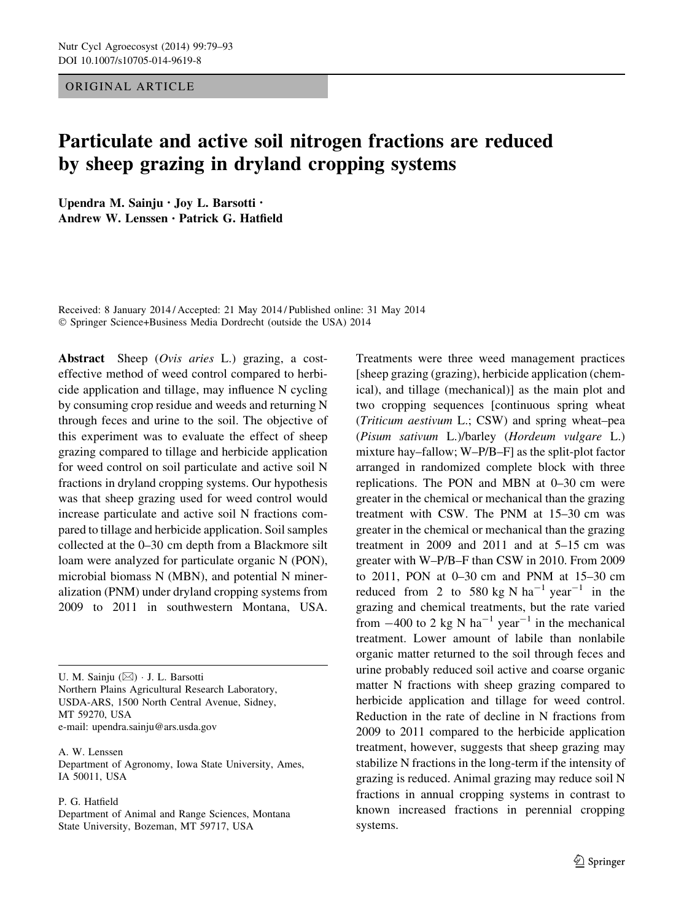ORIGINAL ARTICLE

# Particulate and active soil nitrogen fractions are reduced by sheep grazing in dryland cropping systems

Upendra M. Sainju · Joy L. Barsotti · Andrew W. Lenssen · Patrick G. Hatfield

Received: 8 January 2014 / Accepted: 21 May 2014 / Published online: 31 May 2014
© Springer Science+Business Media Dordrecht (outside the USA) 2014

**Abstract** Sheep (*Ovis aries* L.) grazing, a cost-effective method of weed control compared to herbicide application and tillage, may influence N cycling by consuming crop residue and weeds and returning N through feces and urine to the soil. The objective of this experiment was to evaluate the effect of sheep grazing compared to tillage and herbicide application for weed control on soil particulate and active soil N fractions in dryland cropping systems. Our hypothesis was that sheep grazing used for weed control would increase particulate and active soil N fractions compared to tillage and herbicide application. Soil samples collected at the 0–30 cm depth from a Blackmore silt loam were analyzed for particulate organic N (PON), microbial biomass N (MBN), and potential N mineralization (PNM) under dryland cropping systems from 2009 to 2011 in southwestern Montana, USA. Treatments were three weed management practices [sheep grazing (grazing), herbicide application (chemical), and tillage (mechanical)] as the main plot and two cropping sequences [continuous spring wheat (*Triticum aestivum* L.; CSW) and spring wheat–pea (*Pisum sativum* L.)/barley (*Hordeum vulgare* L.) mixture hay–fallow; W–P/B–F] as the split-plot factor arranged in randomized complete block with three replications. The PON and MBN at 0–30 cm were greater in the chemical or mechanical than the grazing treatment with CSW. The PNM at 15–30 cm was greater in the chemical or mechanical than the grazing treatment in 2009 and 2011 and at 5–15 cm was greater with W–P/B–F than CSW in 2010. From 2009 to 2011, PON at 0–30 cm and PNM at 15–30 cm reduced from 2 to 580 kg N $ha^{-1}$ $year^{-1}$ in the grazing and chemical treatments, but the rate varied from −400 to 2 kg N $ha^{-1}$ $year^{-1}$ in the mechanical treatment. Lower amount of labile than nonlabile organic matter returned to the soil through feces and urine probably reduced soil active and coarse organic matter N fractions with sheep grazing compared to herbicide application and tillage for weed control. Reduction in the rate of decline in N fractions from 2009 to 2011 compared to the herbicide application treatment, however, suggests that sheep grazing may stabilize N fractions in the long-term if the intensity of grazing is reduced. Animal grazing may reduce soil N fractions in annual cropping systems in contrast to known increased fractions in perennial cropping systems.

---

U. M. Sainju (✉) · J. L. Barsotti
Northern Plains Agricultural Research Laboratory, USDA-ARS, 1500 North Central Avenue, Sidney, MT 59270, USA
e-mail: upendra.sainju@ars.usda.gov

A. W. Lenssen
Department of Agronomy, Iowa State University, Ames, IA 50011, USA

P. G. Hatfield
Department of Animal and Range Sciences, Montana State University, Bozeman, MT 59717, USA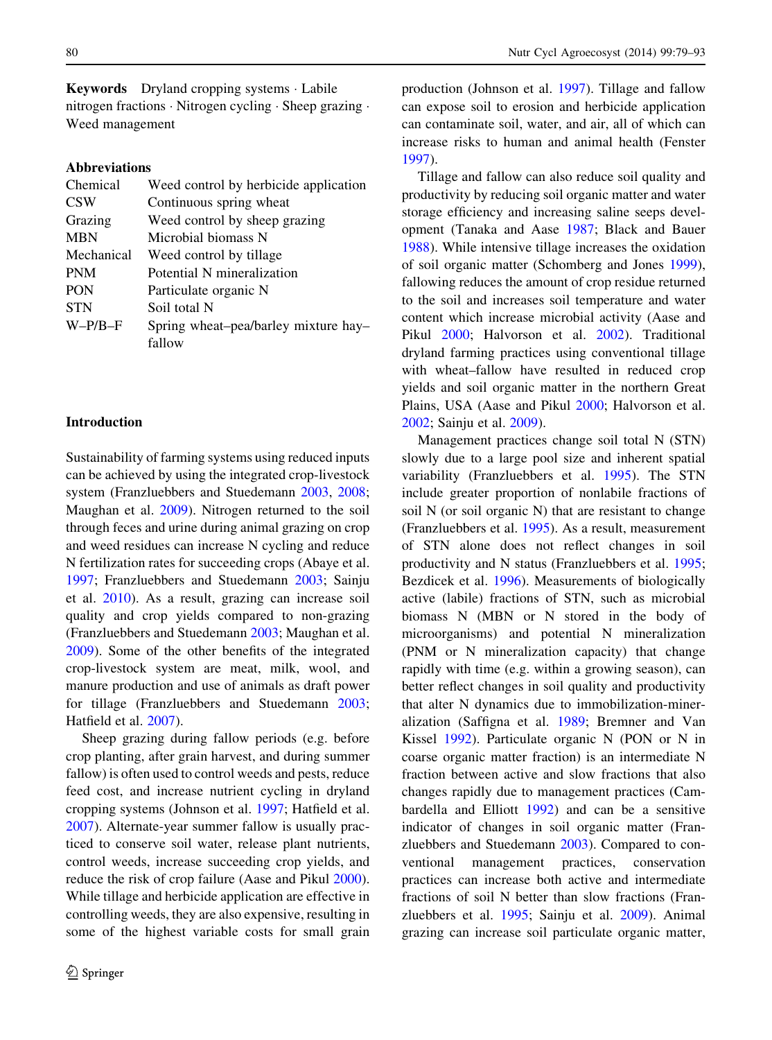**Keywords** Dryland cropping systems · Labile nitrogen fractions · Nitrogen cycling · Sheep grazing · Weed management

**Abbreviations**

| | |
|---|---|
| Chemical | Weed control by herbicide application |
| CSW | Continuous spring wheat |
| Grazing | Weed control by sheep grazing |
| MBN | Microbial biomass N |
| Mechanical | Weed control by tillage |
| PNM | Potential N mineralization |
| PON | Particulate organic N |
| STN | Soil total N |
| W–P/B–F | Spring wheat–pea/barley mixture hay–fallow |

## Introduction

Sustainability of farming systems using reduced inputs can be achieved by using the integrated crop-livestock system (Franzluebbers and Stuedemann 2003, 2008; Maughan et al. 2009). Nitrogen returned to the soil through feces and urine during animal grazing on crop and weed residues can increase N cycling and reduce N fertilization rates for succeeding crops (Abaye et al. 1997; Franzluebbers and Stuedemann 2003; Sainju et al. 2010). As a result, grazing can increase soil quality and crop yields compared to non-grazing (Franzluebbers and Stuedemann 2003; Maughan et al. 2009). Some of the other benefits of the integrated crop-livestock system are meat, milk, wool, and manure production and use of animals as draft power for tillage (Franzluebbers and Stuedemann 2003; Hatfield et al. 2007).

Sheep grazing during fallow periods (e.g. before crop planting, after grain harvest, and during summer fallow) is often used to control weeds and pests, reduce feed cost, and increase nutrient cycling in dryland cropping systems (Johnson et al. 1997; Hatfield et al. 2007). Alternate-year summer fallow is usually practiced to conserve soil water, release plant nutrients, control weeds, increase succeeding crop yields, and reduce the risk of crop failure (Aase and Pikul 2000). While tillage and herbicide application are effective in controlling weeds, they are also expensive, resulting in some of the highest variable costs for small grain production (Johnson et al. 1997). Tillage and fallow can expose soil to erosion and herbicide application can contaminate soil, water, and air, all of which can increase risks to human and animal health (Fenster 1997).

Tillage and fallow can also reduce soil quality and productivity by reducing soil organic matter and water storage efficiency and increasing saline seeps development (Tanaka and Aase 1987; Black and Bauer 1988). While intensive tillage increases the oxidation of soil organic matter (Schomberg and Jones 1999), fallowing reduces the amount of crop residue returned to the soil and increases soil temperature and water content which increase microbial activity (Aase and Pikul 2000; Halvorson et al. 2002). Traditional dryland farming practices using conventional tillage with wheat–fallow have resulted in reduced crop yields and soil organic matter in the northern Great Plains, USA (Aase and Pikul 2000; Halvorson et al. 2002; Sainju et al. 2009).

Management practices change soil total N (STN) slowly due to a large pool size and inherent spatial variability (Franzluebbers et al. 1995). The STN include greater proportion of nonlabile fractions of soil N (or soil organic N) that are resistant to change (Franzluebbers et al. 1995). As a result, measurement of STN alone does not reflect changes in soil productivity and N status (Franzluebbers et al. 1995; Bezdicek et al. 1996). Measurements of biologically active (labile) fractions of STN, such as microbial biomass N (MBN or N stored in the body of microorganisms) and potential N mineralization (PNM or N mineralization capacity) that change rapidly with time (e.g. within a growing season), can better reflect changes in soil quality and productivity that alter N dynamics due to immobilization-mineralization (Saffigna et al. 1989; Bremner and Van Kissel 1992). Particulate organic N (PON or N in coarse organic matter fraction) is an intermediate N fraction between active and slow fractions that also changes rapidly due to management practices (Cambardella and Elliott 1992) and can be a sensitive indicator of changes in soil organic matter (Franzluebbers and Stuedemann 2003). Compared to conventional management practices, conservation practices can increase both active and intermediate fractions of soil N better than slow fractions (Franzluebbers et al. 1995; Sainju et al. 2009). Animal grazing can increase soil particulate organic matter,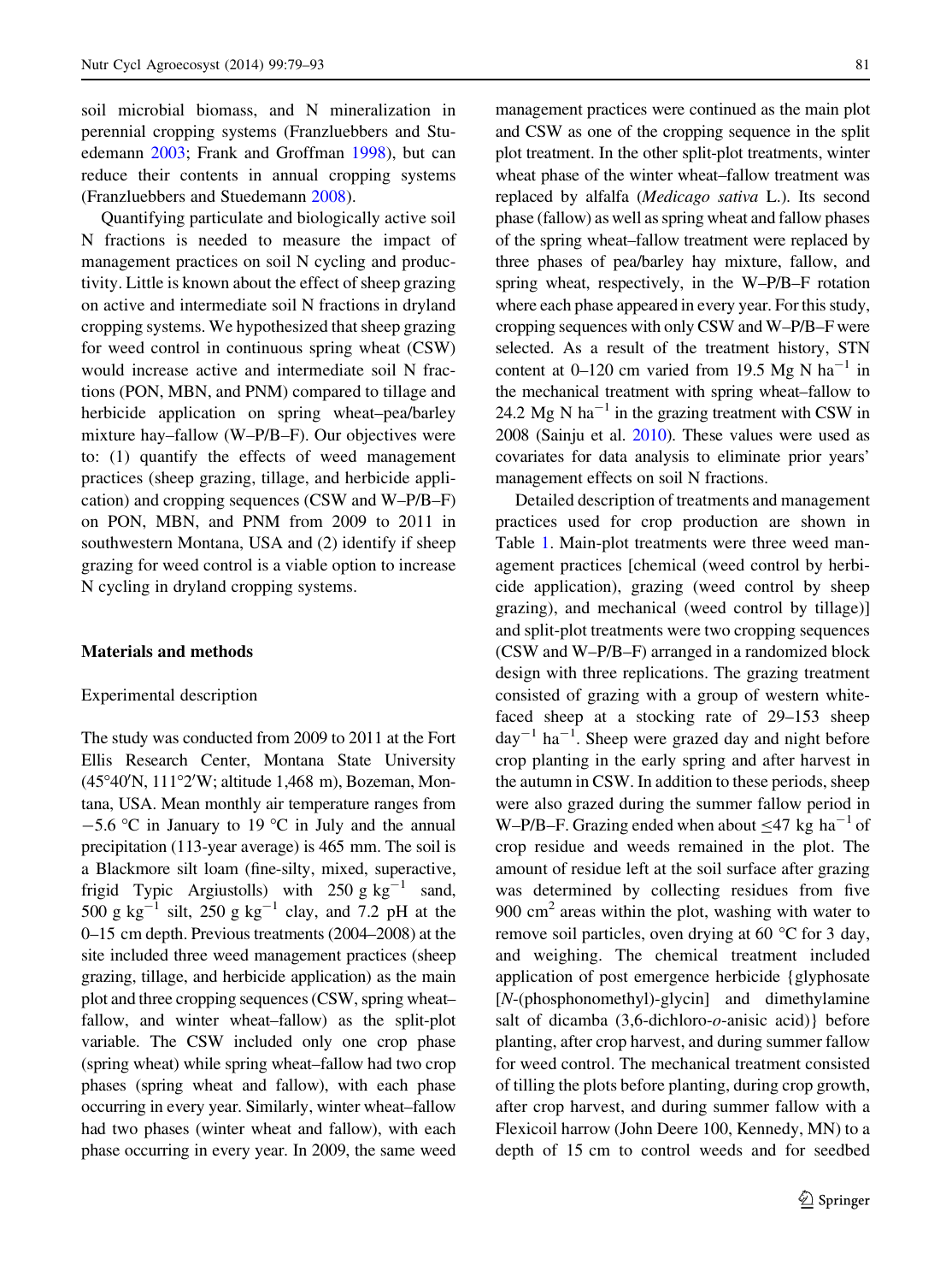soil microbial biomass, and N mineralization in perennial cropping systems (Franzluebbers and Stuedemann 2003; Frank and Groffman 1998), but can reduce their contents in annual cropping systems (Franzluebbers and Stuedemann 2008).

Quantifying particulate and biologically active soil N fractions is needed to measure the impact of management practices on soil N cycling and productivity. Little is known about the effect of sheep grazing on active and intermediate soil N fractions in dryland cropping systems. We hypothesized that sheep grazing for weed control in continuous spring wheat (CSW) would increase active and intermediate soil N fractions (PON, MBN, and PNM) compared to tillage and herbicide application on spring wheat–pea/barley mixture hay–fallow (W–P/B–F). Our objectives were to: (1) quantify the effects of weed management practices (sheep grazing, tillage, and herbicide application) and cropping sequences (CSW and W–P/B–F) on PON, MBN, and PNM from 2009 to 2011 in southwestern Montana, USA and (2) identify if sheep grazing for weed control is a viable option to increase N cycling in dryland cropping systems.

## Materials and methods

### Experimental description

The study was conducted from 2009 to 2011 at the Fort Ellis Research Center, Montana State University (45°40′N, 111°2′W; altitude 1,468 m), Bozeman, Montana, USA. Mean monthly air temperature ranges from −5.6 °C in January to 19 °C in July and the annual precipitation (113-year average) is 465 mm. The soil is a Blackmore silt loam (fine-silty, mixed, superactive, frigid Typic Argiustolls) with 250 g $kg^{-1}$ sand, 500 g $kg^{-1}$ silt, 250 g $kg^{-1}$ clay, and 7.2 pH at the 0–15 cm depth. Previous treatments (2004–2008) at the site included three weed management practices (sheep grazing, tillage, and herbicide application) as the main plot and three cropping sequences (CSW, spring wheat–fallow, and winter wheat–fallow) as the split-plot variable. The CSW included only one crop phase (spring wheat) while spring wheat–fallow had two crop phases (spring wheat and fallow), with each phase occurring in every year. Similarly, winter wheat–fallow had two phases (winter wheat and fallow), with each phase occurring in every year. In 2009, the same weed management practices were continued as the main plot and CSW as one of the cropping sequence in the split plot treatment. In the other split-plot treatments, winter wheat phase of the winter wheat–fallow treatment was replaced by alfalfa (*Medicago sativa* L.). Its second phase (fallow) as well as spring wheat and fallow phases of the spring wheat–fallow treatment were replaced by three phases of pea/barley hay mixture, fallow, and spring wheat, respectively, in the W–P/B–F rotation where each phase appeared in every year. For this study, cropping sequences with only CSW and W–P/B–F were selected. As a result of the treatment history, STN content at 0–120 cm varied from 19.5 Mg N $ha^{-1}$ in the mechanical treatment with spring wheat–fallow to 24.2 Mg N $ha^{-1}$ in the grazing treatment with CSW in 2008 (Sainju et al. 2010). These values were used as covariates for data analysis to eliminate prior years' management effects on soil N fractions.

Detailed description of treatments and management practices used for crop production are shown in Table 1. Main-plot treatments were three weed management practices [chemical (weed control by herbicide application), grazing (weed control by sheep grazing), and mechanical (weed control by tillage)] and split-plot treatments were two cropping sequences (CSW and W–P/B–F) arranged in a randomized block design with three replications. The grazing treatment consisted of grazing with a group of western white-faced sheep at a stocking rate of 29–153 sheep $day^{-1}$ $ha^{-1}$. Sheep were grazed day and night before crop planting in the early spring and after harvest in the autumn in CSW. In addition to these periods, sheep were also grazed during the summer fallow period in W–P/B–F. Grazing ended when about ≤47 kg $ha^{-1}$ of crop residue and weeds remained in the plot. The amount of residue left at the soil surface after grazing was determined by collecting residues from five 900 $cm^2$ areas within the plot, washing with water to remove soil particles, oven drying at 60 °C for 3 day, and weighing. The chemical treatment included application of post emergence herbicide {glyphosate [*N*-(phosphonomethyl)-glycin] and dimethylamine salt of dicamba (3,6-dichloro-*o*-anisic acid)} before planting, after crop harvest, and during summer fallow for weed control. The mechanical treatment consisted of tilling the plots before planting, during crop growth, after crop harvest, and during summer fallow with a Flexicoil harrow (John Deere 100, Kennedy, MN) to a depth of 15 cm to control weeds and for seedbed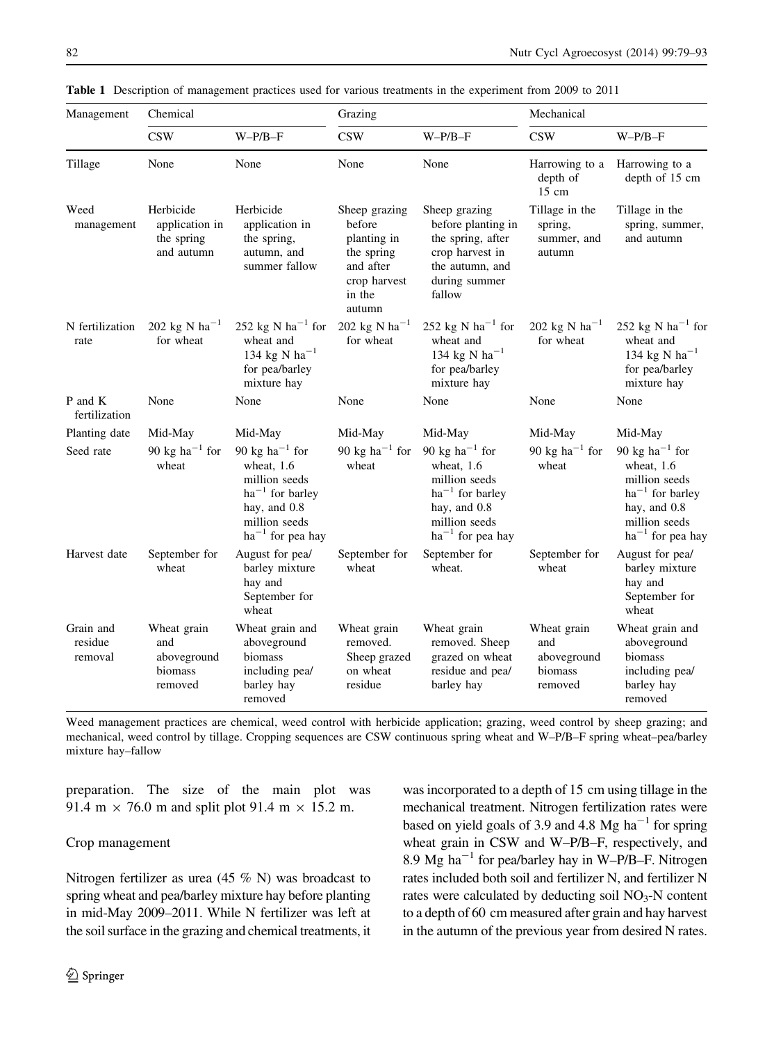**Table 1** Description of management practices used for various treatments in the experiment from 2009 to 2011

| Management | Chemical | | Grazing | | Mechanical | |
|---|---|---|---|---|---|---|
| | CSW | W–P/B–F | CSW | W–P/B–F | CSW | W–P/B–F |
| Tillage | None | None | None | None | Harrowing to a depth of 15 cm | Harrowing to a depth of 15 cm |
| Weed management | Herbicide application in the spring and autumn | Herbicide application in the spring, autumn, and summer fallow | Sheep grazing before planting in the spring and after crop harvest in the autumn | Sheep grazing before planting in the spring, after crop harvest in the autumn, and during summer fallow | Tillage in the spring, summer, and autumn | Tillage in the spring, summer, and autumn |
| N fertilization rate | 202 kg N $ha^{-1}$ for wheat | 252 kg N $ha^{-1}$ for wheat and 134 kg N $ha^{-1}$ for pea/barley mixture hay | 202 kg N $ha^{-1}$ for wheat | 252 kg N $ha^{-1}$ for wheat and 134 kg N $ha^{-1}$ for pea/barley mixture hay | 202 kg N $ha^{-1}$ for wheat | 252 kg N $ha^{-1}$ for wheat and 134 kg N $ha^{-1}$ for pea/barley mixture hay |
| P and K fertilization | None | None | None | None | None | None |
| Planting date | Mid-May | Mid-May | Mid-May | Mid-May | Mid-May | Mid-May |
| Seed rate | 90 kg $ha^{-1}$ for wheat | 90 kg $ha^{-1}$ for wheat, 1.6 million seeds $ha^{-1}$ for barley hay, and 0.8 million seeds $ha^{-1}$ for pea hay | 90 kg $ha^{-1}$ for wheat | 90 kg $ha^{-1}$ for wheat, 1.6 million seeds $ha^{-1}$ for barley hay, and 0.8 million seeds $ha^{-1}$ for pea hay | 90 kg $ha^{-1}$ for wheat | 90 kg $ha^{-1}$ for wheat, 1.6 million seeds $ha^{-1}$ for barley hay, and 0.8 million seeds $ha^{-1}$ for pea hay |
| Harvest date | September for wheat | August for pea/barley mixture hay and September for wheat | September for wheat | September for wheat. | September for wheat | August for pea/barley mixture hay and September for wheat |
| Grain and residue removal | Wheat grain and aboveground biomass removed | Wheat grain and aboveground biomass including pea/barley hay removed | Wheat grain removed. Sheep grazed on wheat residue | Wheat grain removed. Sheep grazed on wheat residue and pea/barley hay | Wheat grain and aboveground biomass removed | Wheat grain and aboveground biomass including pea/barley hay removed |

Weed management practices are chemical, weed control with herbicide application; grazing, weed control by sheep grazing; and mechanical, weed control by tillage. Cropping sequences are CSW continuous spring wheat and W–P/B–F spring wheat–pea/barley mixture hay–fallow

preparation. The size of the main plot was 91.4 m × 76.0 m and split plot 91.4 m × 15.2 m.

### Crop management

Nitrogen fertilizer as urea (45 % N) was broadcast to spring wheat and pea/barley mixture hay before planting in mid-May 2009–2011. While N fertilizer was left at the soil surface in the grazing and chemical treatments, it was incorporated to a depth of 15 cm using tillage in the mechanical treatment. Nitrogen fertilization rates were based on yield goals of 3.9 and 4.8 Mg $ha^{-1}$ for spring wheat grain in CSW and W–P/B–F, respectively, and 8.9 Mg $ha^{-1}$ for pea/barley hay in W–P/B–F. Nitrogen rates included both soil and fertilizer N, and fertilizer N rates were calculated by deducting soil $NO_3$-N content to a depth of 60 cm measured after grain and hay harvest in the autumn of the previous year from desired N rates.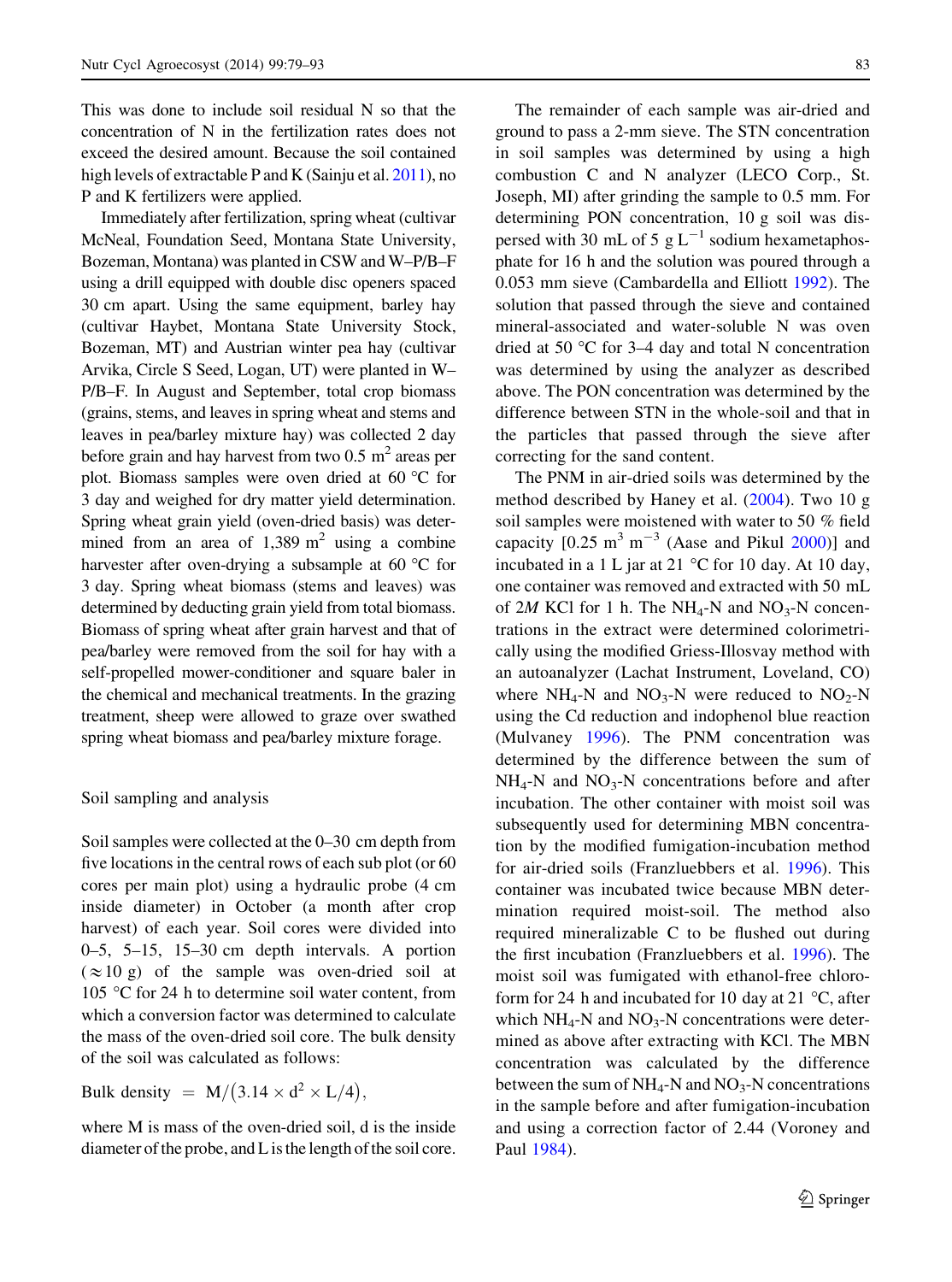This was done to include soil residual N so that the concentration of N in the fertilization rates does not exceed the desired amount. Because the soil contained high levels of extractable P and K (Sainju et al. 2011), no P and K fertilizers were applied.

Immediately after fertilization, spring wheat (cultivar McNeal, Foundation Seed, Montana State University, Bozeman, Montana) was planted in CSW and W–P/B–F using a drill equipped with double disc openers spaced 30 cm apart. Using the same equipment, barley hay (cultivar Haybet, Montana State University Stock, Bozeman, MT) and Austrian winter pea hay (cultivar Arvika, Circle S Seed, Logan, UT) were planted in W–P/B–F. In August and September, total crop biomass (grains, stems, and leaves in spring wheat and stems and leaves in pea/barley mixture hay) was collected 2 day before grain and hay harvest from two 0.5 $m^2$ areas per plot. Biomass samples were oven dried at 60 °C for 3 day and weighed for dry matter yield determination. Spring wheat grain yield (oven-dried basis) was determined from an area of 1,389 $m^2$ using a combine harvester after oven-drying a subsample at 60 °C for 3 day. Spring wheat biomass (stems and leaves) was determined by deducting grain yield from total biomass. Biomass of spring wheat after grain harvest and that of pea/barley were removed from the soil for hay with a self-propelled mower-conditioner and square baler in the chemical and mechanical treatments. In the grazing treatment, sheep were allowed to graze over swathed spring wheat biomass and pea/barley mixture forage.

## Soil sampling and analysis

Soil samples were collected at the 0–30 cm depth from five locations in the central rows of each sub plot (or 60 cores per main plot) using a hydraulic probe (4 cm inside diameter) in October (a month after crop harvest) of each year. Soil cores were divided into 0–5, 5–15, 15–30 cm depth intervals. A portion ($\approx$10 g) of the sample was oven-dried soil at 105 °C for 24 h to determine soil water content, from which a conversion factor was determined to calculate the mass of the oven-dried soil core. The bulk density of the soil was calculated as follows:

$$\text{Bulk density} = \text{M}/\left(3.14 \times \text{d}^2 \times \text{L}/4\right),$$

where M is mass of the oven-dried soil, d is the inside diameter of the probe, and L is the length of the soil core.

The remainder of each sample was air-dried and ground to pass a 2-mm sieve. The STN concentration in soil samples was determined by using a high combustion C and N analyzer (LECO Corp., St. Joseph, MI) after grinding the sample to 0.5 mm. For determining PON concentration, 10 g soil was dispersed with 30 mL of 5 g $L^{-1}$ sodium hexametaphosphate for 16 h and the solution was poured through a 0.053 mm sieve (Cambardella and Elliott 1992). The solution that passed through the sieve and contained mineral-associated and water-soluble N was oven dried at 50 °C for 3–4 day and total N concentration was determined by using the analyzer as described above. The PON concentration was determined by the difference between STN in the whole-soil and that in the particles that passed through the sieve after correcting for the sand content.

The PNM in air-dried soils was determined by the method described by Haney et al. (2004). Two 10 g soil samples were moistened with water to 50 % field capacity [0.25 $m^3$ $m^{-3}$ (Aase and Pikul 2000)] and incubated in a 1 L jar at 21 °C for 10 day. At 10 day, one container was removed and extracted with 50 mL of 2*M* KCl for 1 h. The $NH_4$-N and $NO_3$-N concentrations in the extract were determined colorimetrically using the modified Griess-Illosvay method with an autoanalyzer (Lachat Instrument, Loveland, CO) where $NH_4$-N and $NO_3$-N were reduced to $NO_2$-N using the Cd reduction and indophenol blue reaction (Mulvaney 1996). The PNM concentration was determined by the difference between the sum of $NH_4$-N and $NO_3$-N concentrations before and after incubation. The other container with moist soil was subsequently used for determining MBN concentration by the modified fumigation-incubation method for air-dried soils (Franzluebbers et al. 1996). This container was incubated twice because MBN determination required moist-soil. The method also required mineralizable C to be flushed out during the first incubation (Franzluebbers et al. 1996). The moist soil was fumigated with ethanol-free chloroform for 24 h and incubated for 10 day at 21 °C, after which $NH_4$-N and $NO_3$-N concentrations were determined as above after extracting with KCl. The MBN concentration was calculated by the difference between the sum of $NH_4$-N and $NO_3$-N concentrations in the sample before and after fumigation-incubation and using a correction factor of 2.44 (Voroney and Paul 1984).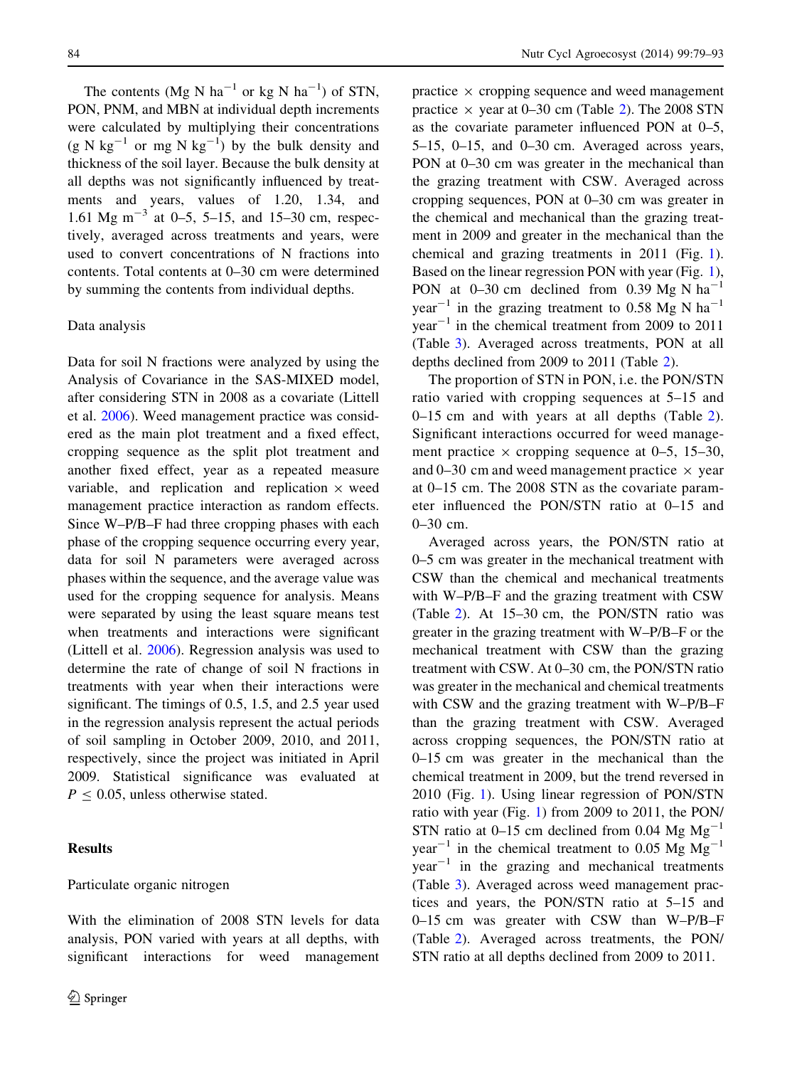The contents (Mg N $ha^{-1}$ or kg N $ha^{-1}$) of STN, PON, PNM, and MBN at individual depth increments were calculated by multiplying their concentrations (g N $kg^{-1}$ or mg N $kg^{-1}$) by the bulk density and thickness of the soil layer. Because the bulk density at all depths was not significantly influenced by treatments and years, values of 1.20, 1.34, and 1.61 Mg $m^{-3}$ at 0–5, 5–15, and 15–30 cm, respectively, averaged across treatments and years, were used to convert concentrations of N fractions into contents. Total contents at 0–30 cm were determined by summing the contents from individual depths.

### Data analysis

Data for soil N fractions were analyzed by using the Analysis of Covariance in the SAS-MIXED model, after considering STN in 2008 as a covariate (Littell et al. 2006). Weed management practice was considered as the main plot treatment and a fixed effect, cropping sequence as the split plot treatment and another fixed effect, year as a repeated measure variable, and replication and replication × weed management practice interaction as random effects. Since W–P/B–F had three cropping phases with each phase of the cropping sequence occurring every year, data for soil N parameters were averaged across phases within the sequence, and the average value was used for the cropping sequence for analysis. Means were separated by using the least square means test when treatments and interactions were significant (Littell et al. 2006). Regression analysis was used to determine the rate of change of soil N fractions in treatments with year when their interactions were significant. The timings of 0.5, 1.5, and 2.5 year used in the regression analysis represent the actual periods of soil sampling in October 2009, 2010, and 2011, respectively, since the project was initiated in April 2009. Statistical significance was evaluated at $P \leq 0.05$, unless otherwise stated.

## Results

### Particulate organic nitrogen

With the elimination of 2008 STN levels for data analysis, PON varied with years at all depths, with significant interactions for weed management practice × cropping sequence and weed management practice × year at 0–30 cm (Table 2). The 2008 STN as the covariate parameter influenced PON at 0–5, 5–15, 0–15, and 0–30 cm. Averaged across years, PON at 0–30 cm was greater in the mechanical than the grazing treatment with CSW. Averaged across cropping sequences, PON at 0–30 cm was greater in the chemical and mechanical than the grazing treatment in 2009 and greater in the mechanical than the chemical and grazing treatments in 2011 (Fig. 1). Based on the linear regression PON with year (Fig. 1), PON at 0–30 cm declined from 0.39 Mg N $ha^{-1}$ $year^{-1}$ in the grazing treatment to 0.58 Mg N $ha^{-1}$ $year^{-1}$ in the chemical treatment from 2009 to 2011 (Table 3). Averaged across treatments, PON at all depths declined from 2009 to 2011 (Table 2).

The proportion of STN in PON, i.e. the PON/STN ratio varied with cropping sequences at 5–15 and 0–15 cm and with years at all depths (Table 2). Significant interactions occurred for weed management practice × cropping sequence at 0–5, 15–30, and 0–30 cm and weed management practice × year at 0–15 cm. The 2008 STN as the covariate parameter influenced the PON/STN ratio at 0–15 and 0–30 cm.

Averaged across years, the PON/STN ratio at 0–5 cm was greater in the mechanical treatment with CSW than the chemical and mechanical treatments with W–P/B–F and the grazing treatment with CSW (Table 2). At 15–30 cm, the PON/STN ratio was greater in the grazing treatment with W–P/B–F or the mechanical treatment with CSW than the grazing treatment with CSW. At 0–30 cm, the PON/STN ratio was greater in the mechanical and chemical treatments with CSW and the grazing treatment with W–P/B–F than the grazing treatment with CSW. Averaged across cropping sequences, the PON/STN ratio at 0–15 cm was greater in the mechanical than the chemical treatment in 2009, but the trend reversed in 2010 (Fig. 1). Using linear regression of PON/STN ratio with year (Fig. 1) from 2009 to 2011, the PON/STN ratio at 0–15 cm declined from 0.04 Mg $Mg^{-1}$ $year^{-1}$ in the chemical treatment to 0.05 Mg $Mg^{-1}$ $year^{-1}$ in the grazing and mechanical treatments (Table 3). Averaged across weed management practices and years, the PON/STN ratio at 5–15 and 0–15 cm was greater with CSW than W–P/B–F (Table 2). Averaged across treatments, the PON/STN ratio at all depths declined from 2009 to 2011.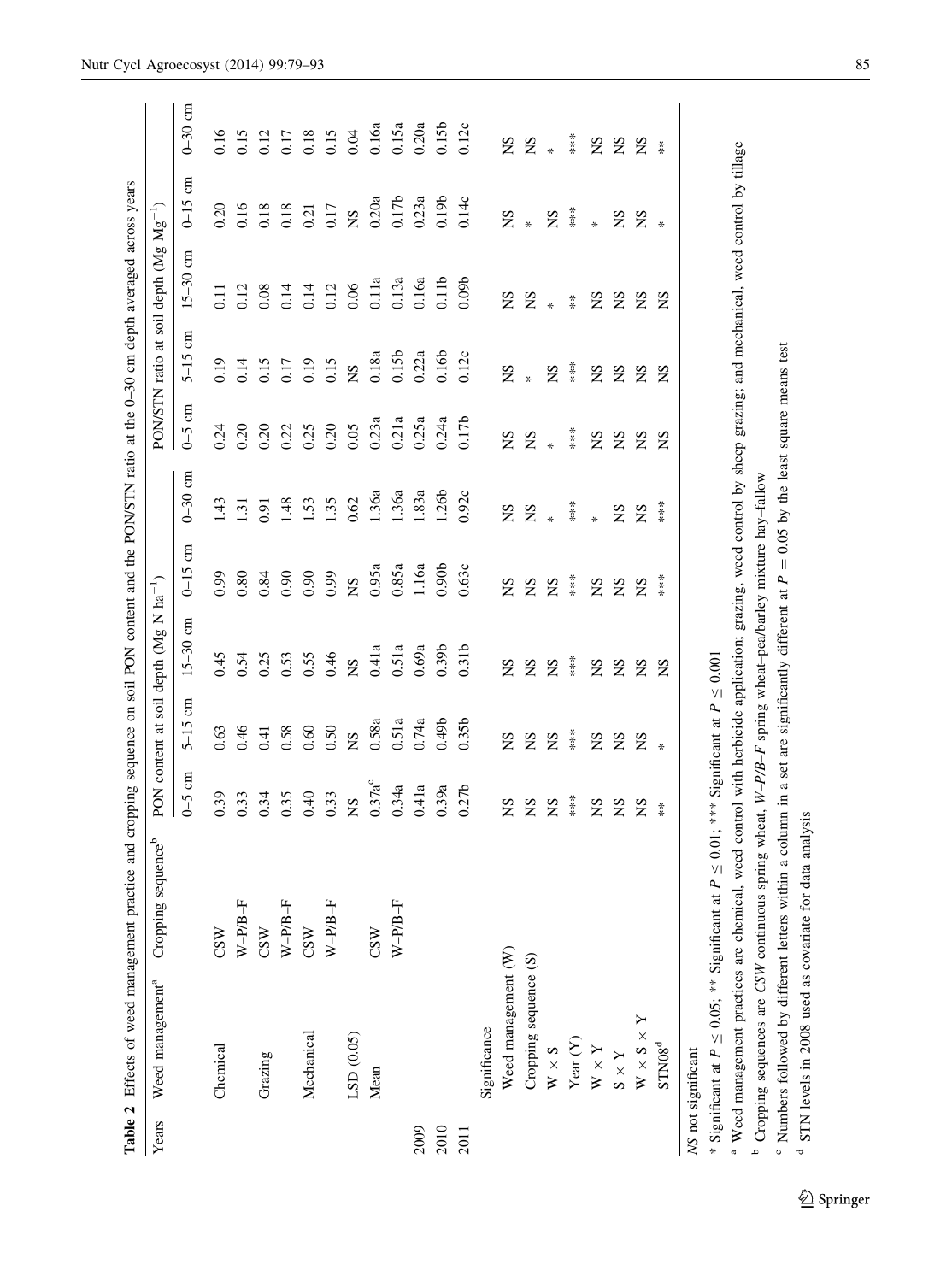**Table 2** Effects of weed management practice and cropping sequence on soil PON content and the PON/STN ratio at the 0–30 cm depth averaged across years

| Years | Weed management[a] | Cropping sequence[b] | PON content at soil depth (Mg N ha$^{-1}$) | | | | | PON/STN ratio at soil depth (Mg Mg$^{-1}$) | | | | |
|---|---|---|---|---|---|---|---|---|---|---|---|---|
| | | | 0–5 cm | 5–15 cm | 15–30 cm | 0–15 cm | 0–30 cm | 0–5 cm | 5–15 cm | 15–30 cm | 0–15 cm | 0–30 cm |
| | Chemical | CSW | 0.39 | 0.63 | 0.45 | 0.99 | 1.43 | 0.24 | 0.19 | 0.11 | 0.20 | 0.16 |
| | | W–P/B–F | 0.33 | 0.46 | 0.54 | 0.80 | 1.31 | 0.20 | 0.14 | 0.12 | 0.16 | 0.15 |
| | Grazing | CSW | 0.34 | 0.41 | 0.25 | 0.84 | 0.91 | 0.20 | 0.15 | 0.08 | 0.18 | 0.12 |
| | | W–P/B–F | 0.35 | 0.58 | 0.53 | 0.90 | 1.48 | 0.22 | 0.17 | 0.14 | 0.18 | 0.17 |
| | Mechanical | CSW | 0.40 | 0.60 | 0.55 | 0.90 | 1.53 | 0.25 | 0.19 | 0.14 | 0.21 | 0.18 |
| | | W–P/B–F | 0.33 | 0.50 | 0.46 | 0.99 | 1.35 | 0.20 | 0.15 | 0.12 | 0.17 | 0.15 |
| | LSD (0.05) | | NS | NS | NS | NS | 0.62 | 0.05 | NS | 0.06 | NS | 0.04 |
| | Mean | CSW | 0.37a[c] | 0.58a | 0.41a | 0.95a | 1.36a | 0.23a | 0.18a | 0.11a | 0.20a | 0.16a |
| | | W–P/B–F | 0.34a | 0.51a | 0.51a | 0.85a | 1.36a | 0.21a | 0.15b | 0.13a | 0.17b | 0.15a |
| 2009 | | | 0.41a | 0.74a | 0.69a | 1.16a | 1.83a | 0.25a | 0.22a | 0.16a | 0.23a | 0.20a |
| 2010 | | | 0.39a | 0.49b | 0.39b | 0.90b | 1.26b | 0.24a | 0.16b | 0.11b | 0.19b | 0.15b |
| 2011 | | | 0.27b | 0.35b | 0.31b | 0.63c | 0.92c | 0.17b | 0.12c | 0.09b | 0.14c | 0.12c |
| | Significance | | | | | | | | | | | |
| | Weed management (W) | | NS | NS | NS | NS | NS | NS | NS | NS | NS | NS |
| | Cropping sequence (S) | | NS | NS | NS | NS | NS | NS | * | NS | * | NS |
| | W × S | | NS | NS | NS | NS | * | * | NS | * | NS | * |
| | Year (Y) | | *** | *** | *** | *** | *** | *** | *** | ** | *** | *** |
| | W × Y | | NS | NS | NS | NS | * | NS | NS | NS | * | NS |
| | S × Y | | NS | NS | NS | NS | NS | NS | NS | NS | NS | NS |
| | W × S × Y | | NS | NS | NS | NS | NS | NS | NS | NS | NS | NS |
| | STN08[d] | | ** | * | NS | *** | *** | NS | NS | NS | * | ** |

*NS* not significant

* Significant at $P \leq 0.05$; ** Significant at $P \leq 0.01$; *** Significant at $P \leq 0.001$

[a] Weed management practices are chemical, weed control with herbicide application; grazing, weed control by sheep grazing; and mechanical, weed control by tillage

[b] Cropping sequences are *CSW* continuous spring wheat, *W–P/B–F* spring wheat–pea/barley mixture hay–fallow

[c] Numbers followed by different letters within a column in a set are significantly different at $P = 0.05$ by the least square means test

[d] STN levels in 2008 used as covariate for data analysis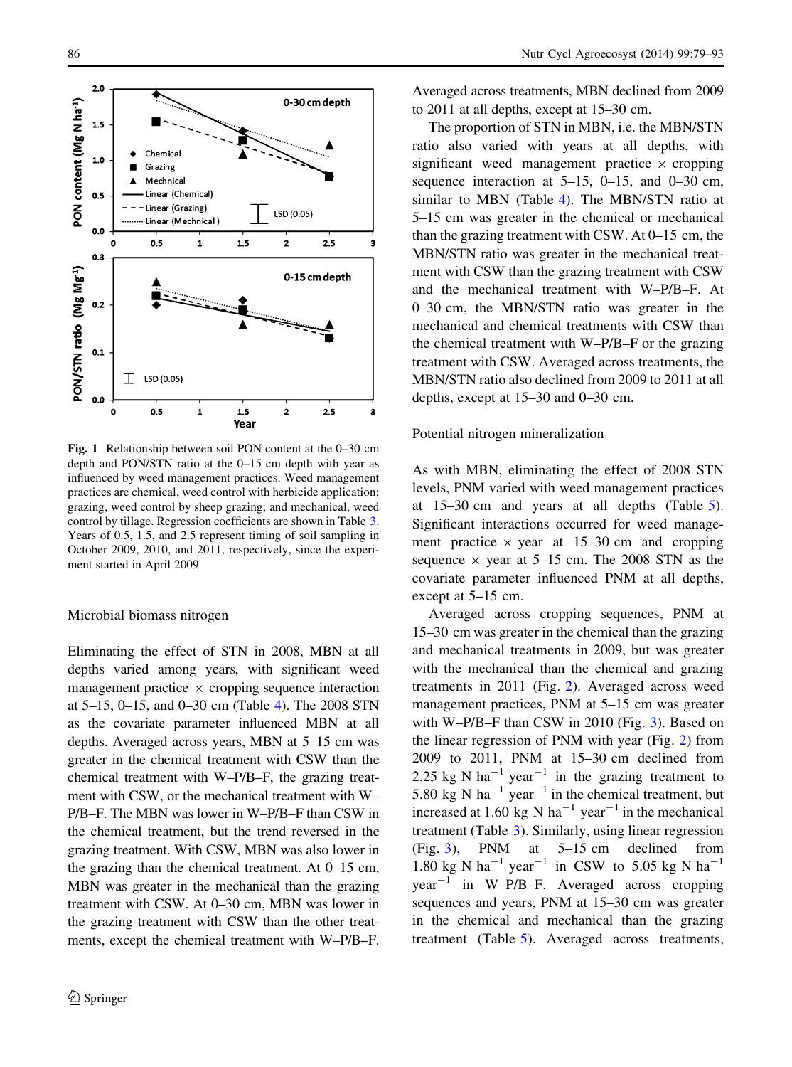Fig. 1 Relationship between soil PON content at the 0–30 cm depth and PON/STN ratio at the 0–15 cm depth with year as influenced by weed management practices. Weed management practices are chemical, weed control with herbicide application; grazing, weed control by sheep grazing; and mechanical, weed control by tillage. Regression coefficients are shown in Table 3. Years of 0.5, 1.5, and 2.5 represent timing of soil sampling in October 2009, 2010, and 2011, respectively, since the experiment started in April 2009

### Microbial biomass nitrogen

Eliminating the effect of STN in 2008, MBN at all depths varied among years, with significant weed management practice × cropping sequence interaction at 5–15, 0–15, and 0–30 cm (Table 4). The 2008 STN as the covariate parameter influenced MBN at all depths. Averaged across years, MBN at 5–15 cm was greater in the chemical treatment with CSW than the chemical treatment with W–P/B–F, the grazing treatment with CSW, or the mechanical treatment with W–P/B–F. The MBN was lower in W–P/B–F than CSW in the chemical treatment, but the trend reversed in the grazing treatment. With CSW, MBN was also lower in the grazing than the chemical treatment. At 0–15 cm, MBN was greater in the mechanical than the grazing treatment with CSW. At 0–30 cm, MBN was lower in the grazing treatment with CSW than the other treatments, except the chemical treatment with W–P/B–F. Averaged across treatments, MBN declined from 2009 to 2011 at all depths, except at 15–30 cm.

The proportion of STN in MBN, i.e. the MBN/STN ratio also varied with years at all depths, with significant weed management practice × cropping sequence interaction at 5–15, 0–15, and 0–30 cm, similar to MBN (Table 4). The MBN/STN ratio at 5–15 cm was greater in the chemical or mechanical than the grazing treatment with CSW. At 0–15 cm, the MBN/STN ratio was greater in the mechanical treatment with CSW than the grazing treatment with CSW and the mechanical treatment with W–P/B–F. At 0–30 cm, the MBN/STN ratio was greater in the mechanical and chemical treatments with CSW than the chemical treatment with W–P/B–F or the grazing treatment with CSW. Averaged across treatments, the MBN/STN ratio also declined from 2009 to 2011 at all depths, except at 15–30 and 0–30 cm.

### Potential nitrogen mineralization

As with MBN, eliminating the effect of 2008 STN levels, PNM varied with weed management practices at 15–30 cm and years at all depths (Table 5). Significant interactions occurred for weed management practice × year at 15–30 cm and cropping sequence × year at 5–15 cm. The 2008 STN as the covariate parameter influenced PNM at all depths, except at 5–15 cm.

Averaged across cropping sequences, PNM at 15–30 cm was greater in the chemical than the grazing and mechanical treatments in 2009, but was greater with the mechanical than the chemical and grazing treatments in 2011 (Fig. 2). Averaged across weed management practices, PNM at 5–15 cm was greater with W–P/B–F than CSW in 2010 (Fig. 3). Based on the linear regression of PNM with year (Fig. 2) from 2009 to 2011, PNM at 15–30 cm declined from 2.25 kg N ha$^{-1}$ year$^{-1}$ in the grazing treatment to 5.80 kg N ha$^{-1}$ year$^{-1}$ in the chemical treatment, but increased at 1.60 kg N ha$^{-1}$ year$^{-1}$ in the mechanical treatment (Table 3). Similarly, using linear regression (Fig. 3), PNM at 5–15 cm declined from 1.80 kg N ha$^{-1}$ year$^{-1}$ in CSW to 5.05 kg N ha$^{-1}$ year$^{-1}$ in W–P/B–F. Averaged across cropping sequences and years, PNM at 15–30 cm was greater in the chemical and mechanical than the grazing treatment (Table 5). Averaged across treatments,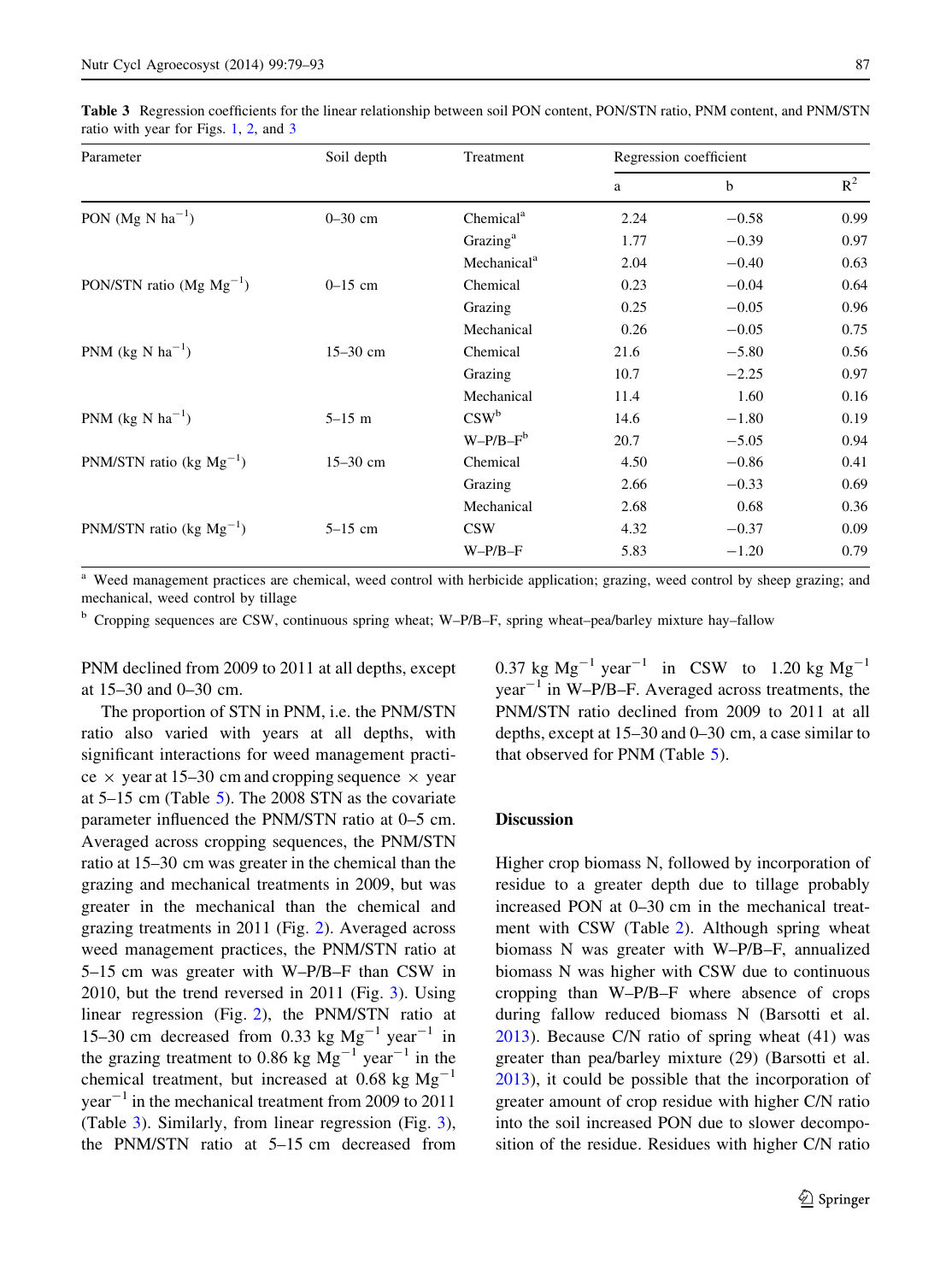**Table 3** Regression coefficients for the linear relationship between soil PON content, PON/STN ratio, PNM content, and PNM/STN ratio with year for Figs. 1, 2, and 3

| Parameter | Soil depth | Treatment | Regression coefficient | | |
|---|---|---|---|---|---|
| | | | a | b | $R^2$ |
| PON (Mg N $ha^{-1}$) | 0–30 cm | Chemical[a] | 2.24 | −0.58 | 0.99 |
| | | Grazing[a] | 1.77 | −0.39 | 0.97 |
| | | Mechanical[a] | 2.04 | −0.40 | 0.63 |
| PON/STN ratio (Mg $Mg^{-1}$) | 0–15 cm | Chemical | 0.23 | −0.04 | 0.64 |
| | | Grazing | 0.25 | −0.05 | 0.96 |
| | | Mechanical | 0.26 | −0.05 | 0.75 |
| PNM (kg N $ha^{-1}$) | 15–30 cm | Chemical | 21.6 | −5.80 | 0.56 |
| | | Grazing | 10.7 | −2.25 | 0.97 |
| | | Mechanical | 11.4 | 1.60 | 0.16 |
| PNM (kg N $ha^{-1}$) | 5–15 m | CSW[b] | 14.6 | −1.80 | 0.19 |
| | | W–P/B–F[b] | 20.7 | −5.05 | 0.94 |
| PNM/STN ratio (kg $Mg^{-1}$) | 15–30 cm | Chemical | 4.50 | −0.86 | 0.41 |
| | | Grazing | 2.66 | −0.33 | 0.69 |
| | | Mechanical | 2.68 | 0.68 | 0.36 |
| PNM/STN ratio (kg $Mg^{-1}$) | 5–15 cm | CSW | 4.32 | −0.37 | 0.09 |
| | | W–P/B–F | 5.83 | −1.20 | 0.79 |

[a] Weed management practices are chemical, weed control with herbicide application; grazing, weed control by sheep grazing; and mechanical, weed control by tillage

[b] Cropping sequences are CSW, continuous spring wheat; W–P/B–F, spring wheat–pea/barley mixture hay–fallow

PNM declined from 2009 to 2011 at all depths, except at 15–30 and 0–30 cm.

The proportion of STN in PNM, i.e. the PNM/STN ratio also varied with years at all depths, with significant interactions for weed management practice × year at 15–30 cm and cropping sequence × year at 5–15 cm (Table 5). The 2008 STN as the covariate parameter influenced the PNM/STN ratio at 0–5 cm. Averaged across cropping sequences, the PNM/STN ratio at 15–30 cm was greater in the chemical than the grazing and mechanical treatments in 2009, but was greater in the mechanical than the chemical and grazing treatments in 2011 (Fig. 2). Averaged across weed management practices, the PNM/STN ratio at 5–15 cm was greater with W–P/B–F than CSW in 2010, but the trend reversed in 2011 (Fig. 3). Using linear regression (Fig. 2), the PNM/STN ratio at 15–30 cm decreased from 0.33 kg $Mg^{-1}$ $year^{-1}$ in the grazing treatment to 0.86 kg $Mg^{-1}$ $year^{-1}$ in the chemical treatment, but increased at 0.68 kg $Mg^{-1}$ $year^{-1}$ in the mechanical treatment from 2009 to 2011 (Table 3). Similarly, from linear regression (Fig. 3), the PNM/STN ratio at 5–15 cm decreased from 0.37 kg $Mg^{-1}$ $year^{-1}$ in CSW to 1.20 kg $Mg^{-1}$ $year^{-1}$ in W–P/B–F. Averaged across treatments, the PNM/STN ratio declined from 2009 to 2011 at all depths, except at 15–30 and 0–30 cm, a case similar to that observed for PNM (Table 5).

## Discussion

Higher crop biomass N, followed by incorporation of residue to a greater depth due to tillage probably increased PON at 0–30 cm in the mechanical treatment with CSW (Table 2). Although spring wheat biomass N was greater with W–P/B–F, annualized biomass N was higher with CSW due to continuous cropping than W–P/B–F where absence of crops during fallow reduced biomass N (Barsotti et al. 2013). Because C/N ratio of spring wheat (41) was greater than pea/barley mixture (29) (Barsotti et al. 2013), it could be possible that the incorporation of greater amount of crop residue with higher C/N ratio into the soil increased PON due to slower decomposition of the residue. Residues with higher C/N ratio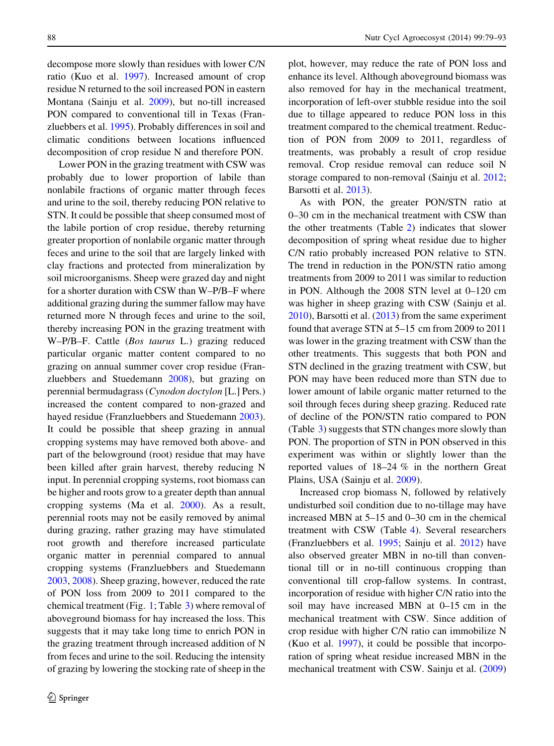decompose more slowly than residues with lower C/N ratio (Kuo et al. 1997). Increased amount of crop residue N returned to the soil increased PON in eastern Montana (Sainju et al. 2009), but no-till increased PON compared to conventional till in Texas (Franzluebbers et al. 1995). Probably differences in soil and climatic conditions between locations influenced decomposition of crop residue N and therefore PON.

Lower PON in the grazing treatment with CSW was probably due to lower proportion of labile than nonlabile fractions of organic matter through feces and urine to the soil, thereby reducing PON relative to STN. It could be possible that sheep consumed most of the labile portion of crop residue, thereby returning greater proportion of nonlabile organic matter through feces and urine to the soil that are largely linked with clay fractions and protected from mineralization by soil microorganisms. Sheep were grazed day and night for a shorter duration with CSW than W–P/B–F where additional grazing during the summer fallow may have returned more N through feces and urine to the soil, thereby increasing PON in the grazing treatment with W–P/B–F. Cattle (*Bos taurus* L.) grazing reduced particular organic matter content compared to no grazing on annual summer cover crop residue (Franzluebbers and Stuedemann 2008), but grazing on perennial bermudagrass (*Cynodon doctylon* [L.] Pers.) increased the content compared to non-grazed and hayed residue (Franzluebbers and Stuedemann 2003). It could be possible that sheep grazing in annual cropping systems may have removed both above- and part of the belowground (root) residue that may have been killed after grain harvest, thereby reducing N input. In perennial cropping systems, root biomass can be higher and roots grow to a greater depth than annual cropping systems (Ma et al. 2000). As a result, perennial roots may not be easily removed by animal during grazing, rather grazing may have stimulated root growth and therefore increased particulate organic matter in perennial compared to annual cropping systems (Franzluebbers and Stuedemann 2003, 2008). Sheep grazing, however, reduced the rate of PON loss from 2009 to 2011 compared to the chemical treatment (Fig. 1; Table 3) where removal of aboveground biomass for hay increased the loss. This suggests that it may take long time to enrich PON in the grazing treatment through increased addition of N from feces and urine to the soil. Reducing the intensity of grazing by lowering the stocking rate of sheep in the plot, however, may reduce the rate of PON loss and enhance its level. Although aboveground biomass was also removed for hay in the mechanical treatment, incorporation of left-over stubble residue into the soil due to tillage appeared to reduce PON loss in this treatment compared to the chemical treatment. Reduction of PON from 2009 to 2011, regardless of treatments, was probably a result of crop residue removal. Crop residue removal can reduce soil N storage compared to non-removal (Sainju et al. 2012; Barsotti et al. 2013).

As with PON, the greater PON/STN ratio at 0–30 cm in the mechanical treatment with CSW than the other treatments (Table 2) indicates that slower decomposition of spring wheat residue due to higher C/N ratio probably increased PON relative to STN. The trend in reduction in the PON/STN ratio among treatments from 2009 to 2011 was similar to reduction in PON. Although the 2008 STN level at 0–120 cm was higher in sheep grazing with CSW (Sainju et al. 2010), Barsotti et al. (2013) from the same experiment found that average STN at 5–15 cm from 2009 to 2011 was lower in the grazing treatment with CSW than the other treatments. This suggests that both PON and STN declined in the grazing treatment with CSW, but PON may have been reduced more than STN due to lower amount of labile organic matter returned to the soil through feces during sheep grazing. Reduced rate of decline of the PON/STN ratio compared to PON (Table 3) suggests that STN changes more slowly than PON. The proportion of STN in PON observed in this experiment was within or slightly lower than the reported values of 18–24 % in the northern Great Plains, USA (Sainju et al. 2009).

Increased crop biomass N, followed by relatively undisturbed soil condition due to no-tillage may have increased MBN at 5–15 and 0–30 cm in the chemical treatment with CSW (Table 4). Several researchers (Franzluebbers et al. 1995; Sainju et al. 2012) have also observed greater MBN in no-till than conventional till or in no-till continuous cropping than conventional till crop-fallow systems. In contrast, incorporation of residue with higher C/N ratio into the soil may have increased MBN at 0–15 cm in the mechanical treatment with CSW. Since addition of crop residue with higher C/N ratio can immobilize N (Kuo et al. 1997), it could be possible that incorporation of spring wheat residue increased MBN in the mechanical treatment with CSW. Sainju et al. (2009)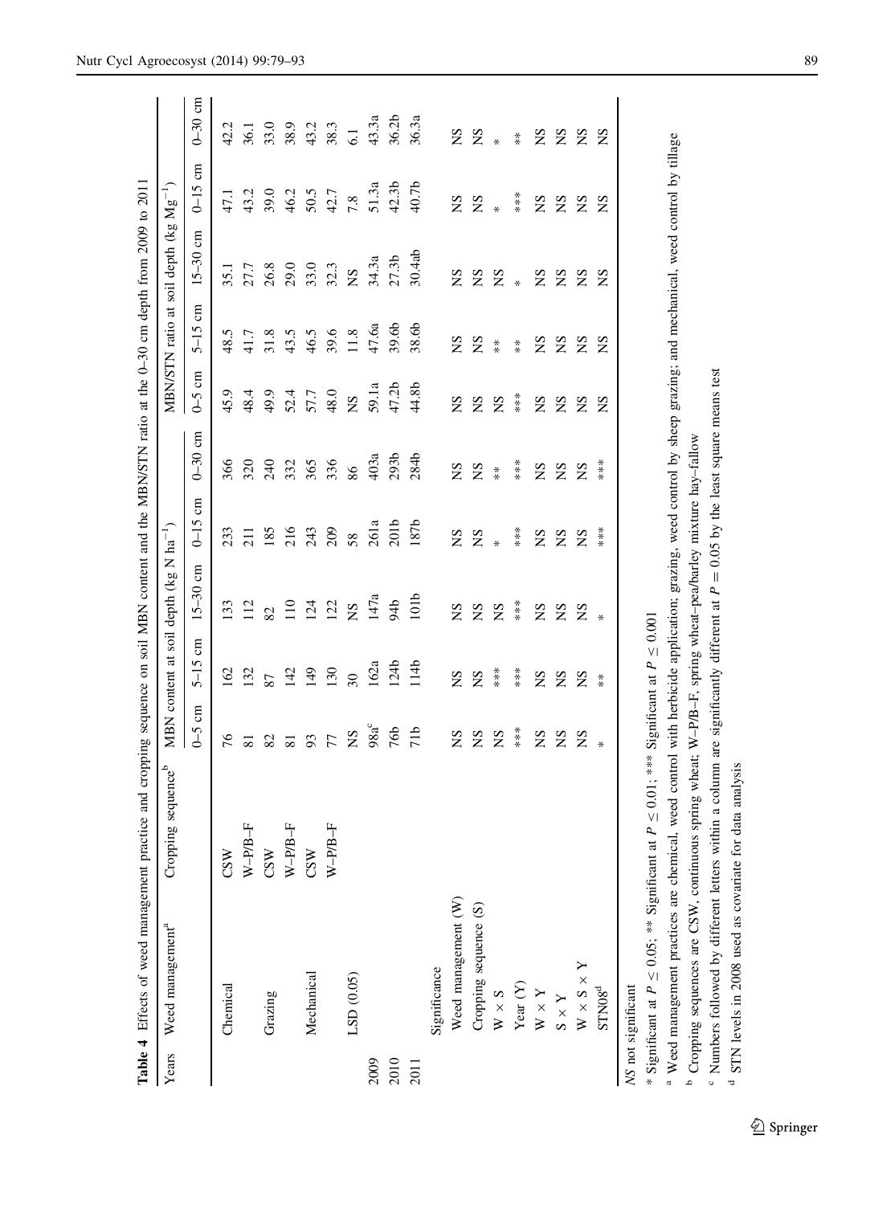**Table 4** Effects of weed management practice and cropping sequence on soil MBN content and the MBN/STN ratio at the 0–30 cm depth from 2009 to 2011

| Years | Weed management[a] | Cropping sequence[b] | MBN content at soil depth (kg N ha$^{-1}$) | | | | | MBN/STN ratio at soil depth (kg Mg$^{-1}$) | | | | |
|---|---|---|---|---|---|---|---|---|---|---|---|---|
| | | | 0–5 cm | 5–15 cm | 15–30 cm | 0–15 cm | 0–30 cm | 0–5 cm | 5–15 cm | 15–30 cm | 0–15 cm | 0–30 cm |
| | Chemical | CSW | 76 | 162 | 133 | 233 | 366 | 45.9 | 48.5 | 35.1 | 47.1 | 42.2 |
| | | W–P/B–F | 81 | 132 | 112 | 211 | 320 | 48.4 | 41.7 | 27.7 | 43.2 | 36.1 |
| | Grazing | CSW | 82 | 87 | 82 | 185 | 240 | 49.9 | 31.8 | 26.8 | 39.0 | 33.0 |
| | | W–P/B–F | 81 | 142 | 110 | 216 | 332 | 52.4 | 43.5 | 29.0 | 46.2 | 38.9 |
| | Mechanical | CSW | 93 | 149 | 124 | 243 | 365 | 57.7 | 46.5 | 33.0 | 50.5 | 43.2 |
| | | W–P/B–F | 77 | 130 | 122 | 209 | 336 | 48.0 | 39.6 | 32.3 | 42.7 | 38.3 |
| | LSD (0.05) | | NS | 30 | NS | 58 | 86 | NS | 11.8 | NS | 7.8 | 6.1 |
| 2009 | | | 98a[c] | 162a | 147a | 261a | 403a | 59.1a | 47.6a | 34.3a | 51.3a | 43.3a |
| 2010 | | | 76b | 124b | 94b | 201b | 293b | 47.2b | 39.6b | 27.3b | 42.3b | 36.2b |
| 2011 | | | 71b | 114b | 101b | 187b | 284b | 44.8b | 38.6b | 30.4ab | 40.7b | 36.3a |
| | Significance | | | | | | | | | | | |
| | Weed management (W) | | NS | NS | NS | NS | NS | NS | NS | NS | NS | NS |
| | Cropping sequence (S) | | NS | NS | NS | NS | NS | NS | NS | NS | NS | NS |
| | W × S | | NS | *** | NS | * | ** | NS | ** | NS | * | * |
| | Year (Y) | | *** | *** | *** | *** | *** | *** | ** | * | *** | ** |
| | W × Y | | NS | NS | NS | NS | NS | NS | NS | NS | NS | NS |
| | S × Y | | NS | NS | NS | NS | NS | NS | NS | NS | NS | NS |
| | W × S × Y | | NS | NS | NS | NS | NS | NS | NS | NS | NS | NS |
| | STN08[d] | | * | ** | * | *** | *** | NS | NS | NS | NS | NS |

*NS* not significant

* Significant at $P \leq 0.05$; ** Significant at $P \leq 0.01$; *** Significant at $P \leq 0.001$

[a] Weed management practices are chemical, weed control with herbicide application; grazing, weed control by sheep grazing; and mechanical, weed control by tillage

[b] Cropping sequences are CSW, continuous spring wheat; W–P/B–F, spring wheat–pea/barley mixture hay–fallow

[c] Numbers followed by different letters within a column are significantly different at $P = 0.05$ by the least square means test

[d] STN levels in 2008 used as covariate for data analysis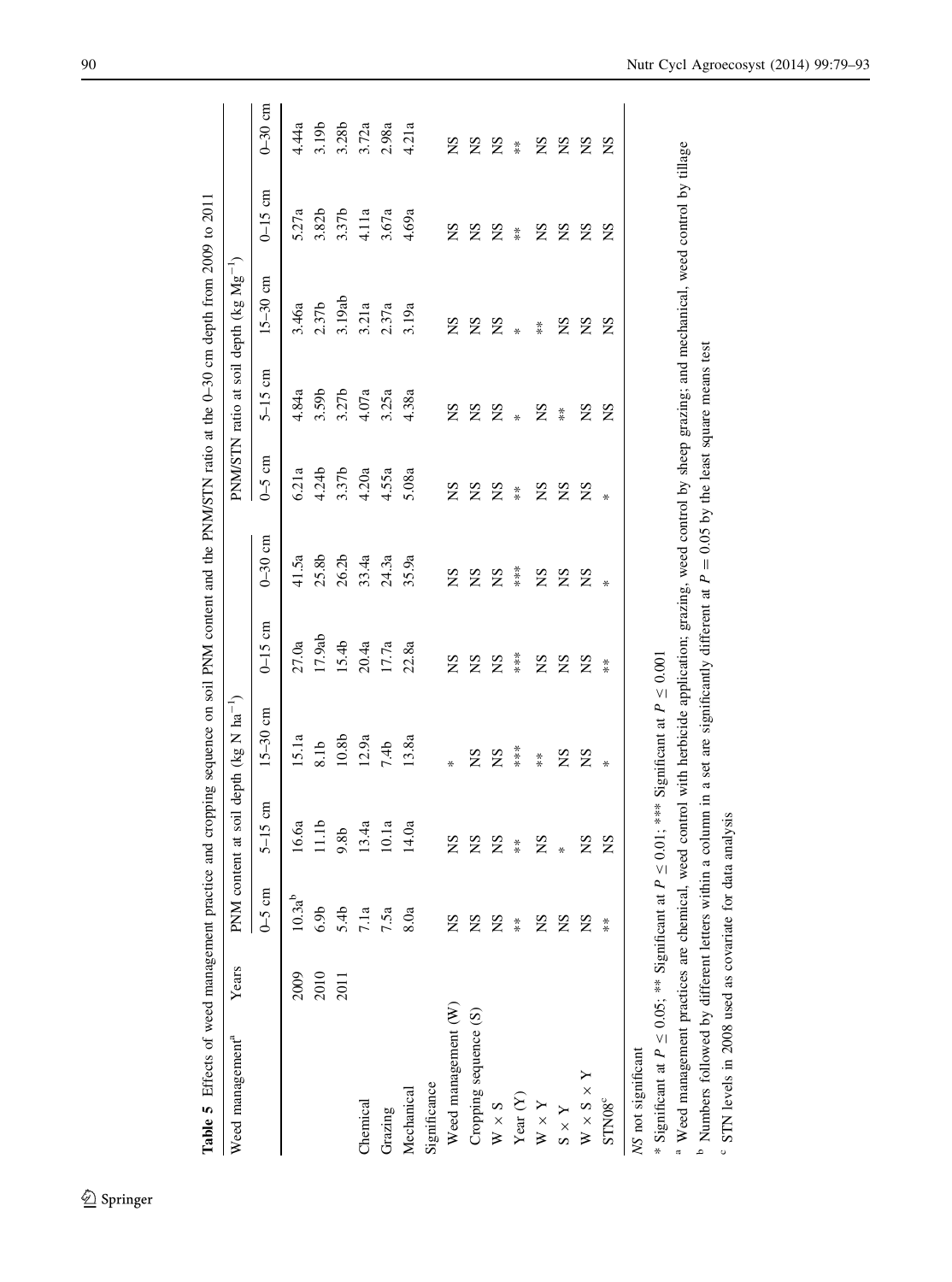**Table 5** Effects of weed management practice and cropping sequence on soil PNM content and the PNM/STN ratio at the 0–30 cm depth from 2009 to 2011

| Weed management[a] | Years | PNM content at soil depth (kg N $ha^{-1}$) | | | | | PNM/STN ratio at soil depth (kg $Mg^{-1}$) | | | | |
|---|---|---|---|---|---|---|---|---|---|---|---|
| | | 0–5 cm | 5–15 cm | 15–30 cm | 0–15 cm | 0–30 cm | 0–5 cm | 5–15 cm | 15–30 cm | 0–15 cm | 0–30 cm |
| | 2009 | 10.3a[b] | 16.6a | 15.1a | 27.0a | 41.5a | 6.21a | 4.84a | 3.46a | 5.27a | 4.44a |
| | 2010 | 6.9b | 11.1b | 8.1b | 17.9ab | 25.8b | 4.24b | 3.59b | 2.37b | 3.82b | 3.19b |
| | 2011 | 5.4b | 9.8b | 10.8b | 15.4b | 26.2b | 3.37b | 3.27b | 3.19ab | 3.37b | 3.28b |
| Chemical | | 7.1a | 13.4a | 12.9a | 20.4a | 33.4a | 4.20a | 4.07a | 3.21a | 4.11a | 3.72a |
| Grazing | | 7.5a | 10.1a | 7.4b | 17.7a | 24.3a | 4.55a | 3.25a | 2.37a | 3.67a | 2.98a |
| Mechanical | | 8.0a | 14.0a | 13.8a | 22.8a | 35.9a | 5.08a | 4.38a | 3.19a | 4.69a | 4.21a |
| Significance | | | | | | | | | | | |
| Weed management (W) | | NS | NS | * | NS | NS | NS | NS | NS | NS | NS |
| Cropping sequence (S) | | NS | NS | NS | NS | NS | NS | NS | NS | NS | NS |
| W × S | | NS | NS | NS | NS | NS | NS | NS | NS | NS | NS |
| Year (Y) | | ** | ** | *** | *** | *** | ** | * | * | ** | ** |
| W × Y | | NS | NS | ** | NS | NS | NS | NS | ** | NS | NS |
| S × Y | | NS | * | NS | NS | NS | NS | ** | NS | NS | NS |
| W × S × Y | | NS | NS | NS | NS | NS | NS | NS | NS | NS | NS |
| STN08[c] | | ** | NS | * | ** | * | * | NS | NS | NS | NS |

*NS* not significant

* Significant at $P \leq 0.05$; ** Significant at $P \leq 0.01$; *** Significant at $P \leq 0.001$

[a] Weed management practices are chemical, weed control with herbicide application; grazing, weed control by sheep grazing; and mechanical, weed control by tillage

[b] Numbers followed by different letters within a column in a set are significantly different at $P = 0.05$ by the least square means test

[c] STN levels in 2008 used as covariate for data analysis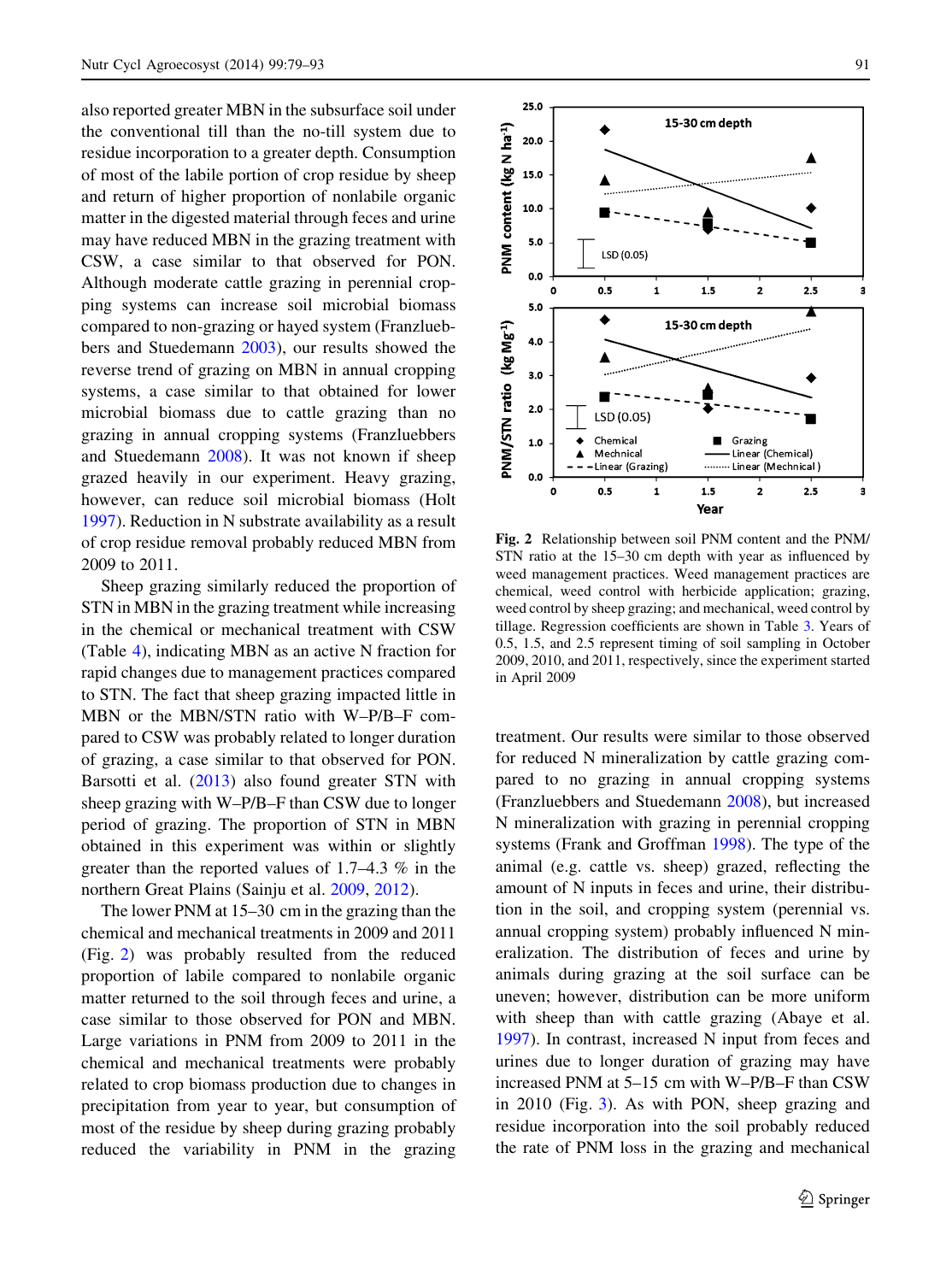also reported greater MBN in the subsurface soil under the conventional till than the no-till system due to residue incorporation to a greater depth. Consumption of most of the labile portion of crop residue by sheep and return of higher proportion of nonlabile organic matter in the digested material through feces and urine may have reduced MBN in the grazing treatment with CSW, a case similar to that observed for PON. Although moderate cattle grazing in perennial cropping systems can increase soil microbial biomass compared to non-grazing or hayed system (Franzluebbers and Stuedemann 2003), our results showed the reverse trend of grazing on MBN in annual cropping systems, a case similar to that obtained for lower microbial biomass due to cattle grazing than no grazing in annual cropping systems (Franzluebbers and Stuedemann 2008). It was not known if sheep grazed heavily in our experiment. Heavy grazing, however, can reduce soil microbial biomass (Holt 1997). Reduction in N substrate availability as a result of crop residue removal probably reduced MBN from 2009 to 2011.

Sheep grazing similarly reduced the proportion of STN in MBN in the grazing treatment while increasing in the chemical or mechanical treatment with CSW (Table 4), indicating MBN as an active N fraction for rapid changes due to management practices compared to STN. The fact that sheep grazing impacted little in MBN or the MBN/STN ratio with W–P/B–F compared to CSW was probably related to longer duration of grazing, a case similar to that observed for PON. Barsotti et al. (2013) also found greater STN with sheep grazing with W–P/B–F than CSW due to longer period of grazing. The proportion of STN in MBN obtained in this experiment was within or slightly greater than the reported values of 1.7–4.3 % in the northern Great Plains (Sainju et al. 2009, 2012).

The lower PNM at 15–30 cm in the grazing than the chemical and mechanical treatments in 2009 and 2011 (Fig. 2) was probably resulted from the reduced proportion of labile compared to nonlabile organic matter returned to the soil through feces and urine, a case similar to those observed for PON and MBN. Large variations in PNM from 2009 to 2011 in the chemical and mechanical treatments were probably related to crop biomass production due to changes in precipitation from year to year, but consumption of most of the residue by sheep during grazing probably reduced the variability in PNM in the grazing treatment. Our results were similar to those observed for reduced N mineralization by cattle grazing compared to no grazing in annual cropping systems (Franzluebbers and Stuedemann 2008), but increased N mineralization with grazing in perennial cropping systems (Frank and Groffman 1998). The type of the animal (e.g. cattle vs. sheep) grazed, reflecting the amount of N inputs in feces and urine, their distribution in the soil, and cropping system (perennial vs. annual cropping system) probably influenced N mineralization. The distribution of feces and urine by animals during grazing at the soil surface can be uneven; however, distribution can be more uniform with sheep than with cattle grazing (Abaye et al. 1997). In contrast, increased N input from feces and urines due to longer duration of grazing may have increased PNM at 5–15 cm with W–P/B–F than CSW in 2010 (Fig. 3). As with PON, sheep grazing and residue incorporation into the soil probably reduced the rate of PNM loss in the grazing and mechanical

**Fig. 2** Relationship between soil PNM content and the PNM/STN ratio at the 15–30 cm depth with year as influenced by weed management practices. Weed management practices are chemical, weed control with herbicide application; grazing, weed control by sheep grazing; and mechanical, weed control by tillage. Regression coefficients are shown in Table 3. Years of 0.5, 1.5, and 2.5 represent timing of soil sampling in October 2009, 2010, and 2011, respectively, since the experiment started in April 2009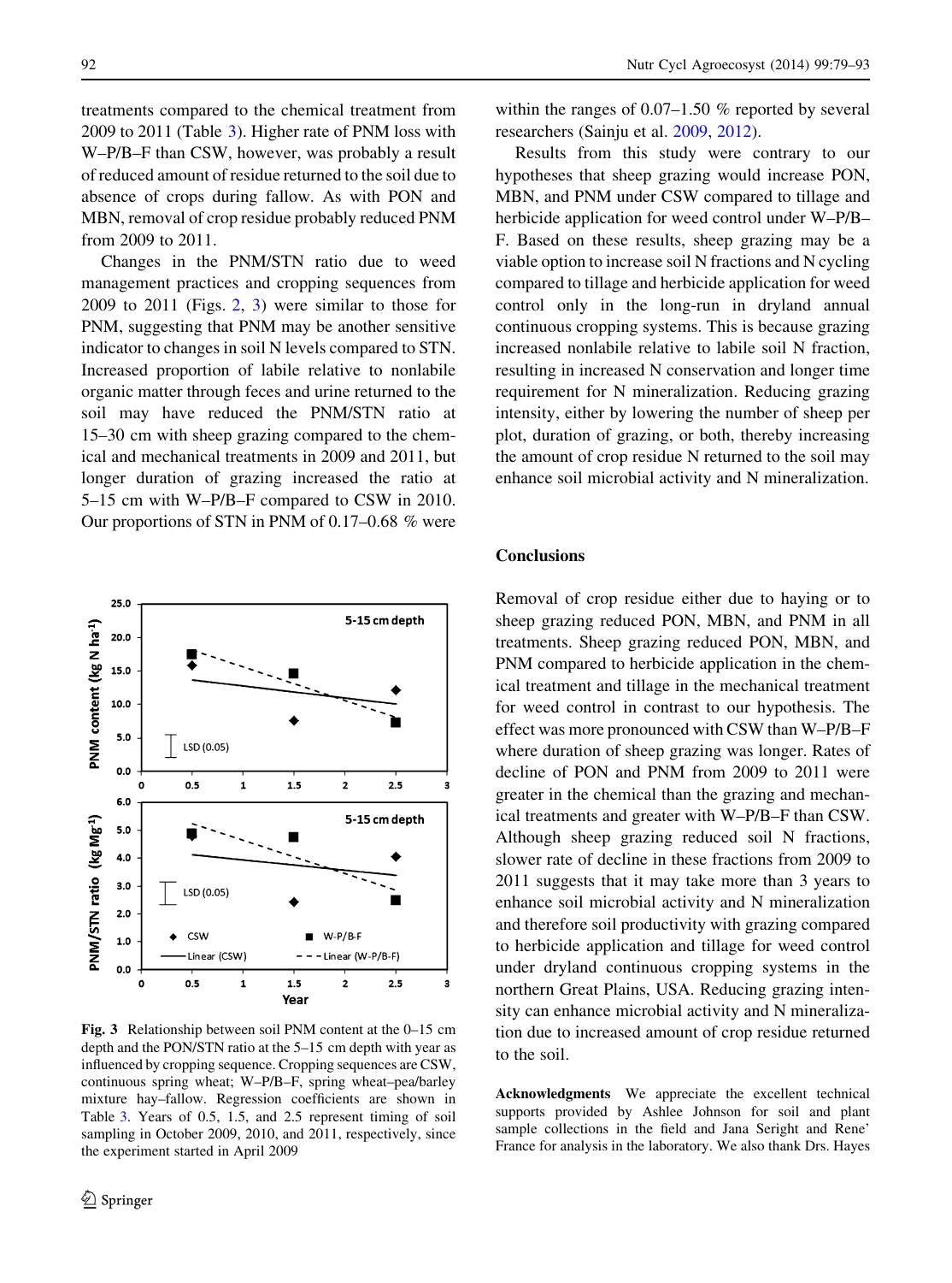treatments compared to the chemical treatment from 2009 to 2011 (Table 3). Higher rate of PNM loss with W–P/B–F than CSW, however, was probably a result of reduced amount of residue returned to the soil due to absence of crops during fallow. As with PON and MBN, removal of crop residue probably reduced PNM from 2009 to 2011.

Changes in the PNM/STN ratio due to weed management practices and cropping sequences from 2009 to 2011 (Figs. 2, 3) were similar to those for PNM, suggesting that PNM may be another sensitive indicator to changes in soil N levels compared to STN. Increased proportion of labile relative to nonlabile organic matter through feces and urine returned to the soil may have reduced the PNM/STN ratio at 15–30 cm with sheep grazing compared to the chemical and mechanical treatments in 2009 and 2011, but longer duration of grazing increased the ratio at 5–15 cm with W–P/B–F compared to CSW in 2010. Our proportions of STN in PNM of 0.17–0.68 % were within the ranges of 0.07–1.50 % reported by several researchers (Sainju et al. 2009, 2012).

Results from this study were contrary to our hypotheses that sheep grazing would increase PON, MBN, and PNM under CSW compared to tillage and herbicide application for weed control under W–P/B–F. Based on these results, sheep grazing may be a viable option to increase soil N fractions and N cycling compared to tillage and herbicide application for weed control only in the long-run in dryland annual continuous cropping systems. This is because grazing increased nonlabile relative to labile soil N fraction, resulting in increased N conservation and longer time requirement for N mineralization. Reducing grazing intensity, either by lowering the number of sheep per plot, duration of grazing, or both, thereby increasing the amount of crop residue N returned to the soil may enhance soil microbial activity and N mineralization.

Fig. 3 Relationship between soil PNM content at the 0–15 cm depth and the PON/STN ratio at the 5–15 cm depth with year as influenced by cropping sequence. Cropping sequences are CSW, continuous spring wheat; W–P/B–F, spring wheat–pea/barley mixture hay–fallow. Regression coefficients are shown in Table 3. Years of 0.5, 1.5, and 2.5 represent timing of soil sampling in October 2009, 2010, and 2011, respectively, since the experiment started in April 2009

## Conclusions

Removal of crop residue either due to haying or to sheep grazing reduced PON, MBN, and PNM in all treatments. Sheep grazing reduced PON, MBN, and PNM compared to herbicide application in the chemical treatment and tillage in the mechanical treatment for weed control in contrast to our hypothesis. The effect was more pronounced with CSW than W–P/B–F where duration of sheep grazing was longer. Rates of decline of PON and PNM from 2009 to 2011 were greater in the chemical than the grazing and mechanical treatments and greater with W–P/B–F than CSW. Although sheep grazing reduced soil N fractions, slower rate of decline in these fractions from 2009 to 2011 suggests that it may take more than 3 years to enhance soil microbial activity and N mineralization and therefore soil productivity with grazing compared to herbicide application and tillage for weed control under dryland continuous cropping systems in the northern Great Plains, USA. Reducing grazing intensity can enhance microbial activity and N mineralization due to increased amount of crop residue returned to the soil.

**Acknowledgments** We appreciate the excellent technical supports provided by Ashlee Johnson for soil and plant sample collections in the field and Jana Seright and Rene' France for analysis in the laboratory. We also thank Drs. Hayes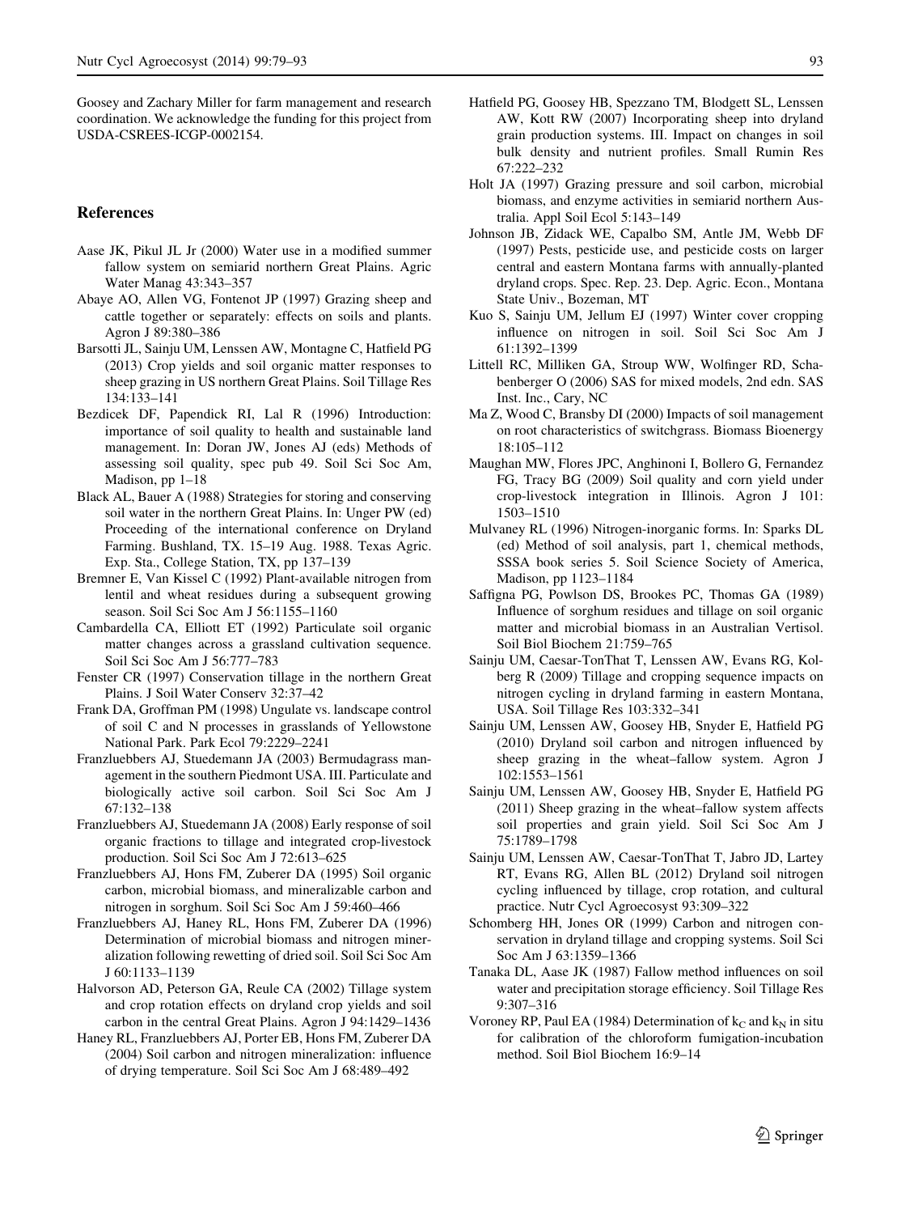Goosey and Zachary Miller for farm management and research coordination. We acknowledge the funding for this project from USDA-CSREES-ICGP-0002154.

## References

Aase JK, Pikul JL Jr (2000) Water use in a modified summer fallow system on semiarid northern Great Plains. Agric Water Manag 43:343–357

Abaye AO, Allen VG, Fontenot JP (1997) Grazing sheep and cattle together or separately: effects on soils and plants. Agron J 89:380–386

Barsotti JL, Sainju UM, Lenssen AW, Montagne C, Hatfield PG (2013) Crop yields and soil organic matter responses to sheep grazing in US northern Great Plains. Soil Tillage Res 134:133–141

Bezdicek DF, Papendick RI, Lal R (1996) Introduction: importance of soil quality to health and sustainable land management. In: Doran JW, Jones AJ (eds) Methods of assessing soil quality, spec pub 49. Soil Sci Soc Am, Madison, pp 1–18

Black AL, Bauer A (1988) Strategies for storing and conserving soil water in the northern Great Plains. In: Unger PW (ed) Proceeding of the international conference on Dryland Farming. Bushland, TX. 15–19 Aug. 1988. Texas Agric. Exp. Sta., College Station, TX, pp 137–139

Bremner E, Van Kissel C (1992) Plant-available nitrogen from lentil and wheat residues during a subsequent growing season. Soil Sci Soc Am J 56:1155–1160

Cambardella CA, Elliott ET (1992) Particulate soil organic matter changes across a grassland cultivation sequence. Soil Sci Soc Am J 56:777–783

Fenster CR (1997) Conservation tillage in the northern Great Plains. J Soil Water Conserv 32:37–42

Frank DA, Groffman PM (1998) Ungulate vs. landscape control of soil C and N processes in grasslands of Yellowstone National Park. Park Ecol 79:2229–2241

Franzluebbers AJ, Stuedemann JA (2003) Bermudagrass management in the southern Piedmont USA. III. Particulate and biologically active soil carbon. Soil Sci Soc Am J 67:132–138

Franzluebbers AJ, Stuedemann JA (2008) Early response of soil organic fractions to tillage and integrated crop-livestock production. Soil Sci Soc Am J 72:613–625

Franzluebbers AJ, Hons FM, Zuberer DA (1995) Soil organic carbon, microbial biomass, and mineralizable carbon and nitrogen in sorghum. Soil Sci Soc Am J 59:460–466

Franzluebbers AJ, Haney RL, Hons FM, Zuberer DA (1996) Determination of microbial biomass and nitrogen mineralization following rewetting of dried soil. Soil Sci Soc Am J 60:1133–1139

Halvorson AD, Peterson GA, Reule CA (2002) Tillage system and crop rotation effects on dryland crop yields and soil carbon in the central Great Plains. Agron J 94:1429–1436

Haney RL, Franzluebbers AJ, Porter EB, Hons FM, Zuberer DA (2004) Soil carbon and nitrogen mineralization: influence of drying temperature. Soil Sci Soc Am J 68:489–492

Hatfield PG, Goosey HB, Spezzano TM, Blodgett SL, Lenssen AW, Kott RW (2007) Incorporating sheep into dryland grain production systems. III. Impact on changes in soil bulk density and nutrient profiles. Small Rumin Res 67:222–232

Holt JA (1997) Grazing pressure and soil carbon, microbial biomass, and enzyme activities in semiarid northern Australia. Appl Soil Ecol 5:143–149

Johnson JB, Zidack WE, Capalbo SM, Antle JM, Webb DF (1997) Pests, pesticide use, and pesticide costs on larger central and eastern Montana farms with annually-planted dryland crops. Spec. Rep. 23. Dep. Agric. Econ., Montana State Univ., Bozeman, MT

Kuo S, Sainju UM, Jellum EJ (1997) Winter cover cropping influence on nitrogen in soil. Soil Sci Soc Am J 61:1392–1399

Littell RC, Milliken GA, Stroup WW, Wolfinger RD, Schabenberger O (2006) SAS for mixed models, 2nd edn. SAS Inst. Inc., Cary, NC

Ma Z, Wood C, Bransby DI (2000) Impacts of soil management on root characteristics of switchgrass. Biomass Bioenergy 18:105–112

Maughan MW, Flores JPC, Anghinoni I, Bollero G, Fernandez FG, Tracy BG (2009) Soil quality and corn yield under crop-livestock integration in Illinois. Agron J 101: 1503–1510

Mulvaney RL (1996) Nitrogen-inorganic forms. In: Sparks DL (ed) Method of soil analysis, part 1, chemical methods, SSSA book series 5. Soil Science Society of America, Madison, pp 1123–1184

Saffigna PG, Powlson DS, Brookes PC, Thomas GA (1989) Influence of sorghum residues and tillage on soil organic matter and microbial biomass in an Australian Vertisol. Soil Biol Biochem 21:759–765

Sainju UM, Caesar-TonThat T, Lenssen AW, Evans RG, Kolberg R (2009) Tillage and cropping sequence impacts on nitrogen cycling in dryland farming in eastern Montana, USA. Soil Tillage Res 103:332–341

Sainju UM, Lenssen AW, Goosey HB, Snyder E, Hatfield PG (2010) Dryland soil carbon and nitrogen influenced by sheep grazing in the wheat–fallow system. Agron J 102:1553–1561

Sainju UM, Lenssen AW, Goosey HB, Snyder E, Hatfield PG (2011) Sheep grazing in the wheat–fallow system affects soil properties and grain yield. Soil Sci Soc Am J 75:1789–1798

Sainju UM, Lenssen AW, Caesar-TonThat T, Jabro JD, Lartey RT, Evans RG, Allen BL (2012) Dryland soil nitrogen cycling influenced by tillage, crop rotation, and cultural practice. Nutr Cycl Agroecosyst 93:309–322

Schomberg HH, Jones OR (1999) Carbon and nitrogen conservation in dryland tillage and cropping systems. Soil Sci Soc Am J 63:1359–1366

Tanaka DL, Aase JK (1987) Fallow method influences on soil water and precipitation storage efficiency. Soil Tillage Res 9:307–316

Voroney RP, Paul EA (1984) Determination of $k_C$ and $k_N$ in situ for calibration of the chloroform fumigation-incubation method. Soil Biol Biochem 16:9–14